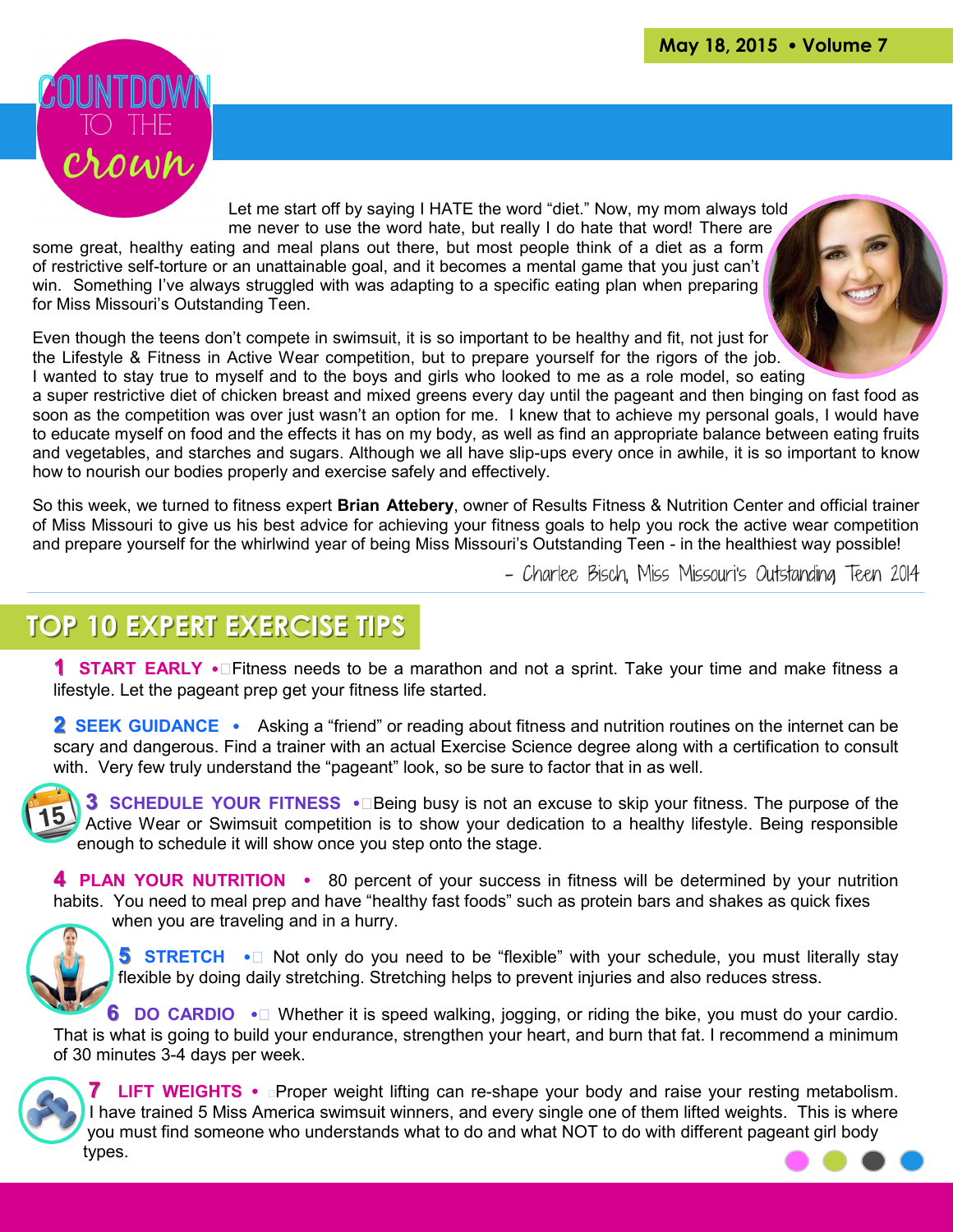May 18, 2015 • Volume 7

# COUNTDOWN TO THE crown

Let me start off by saying I HATE the word "diet." Now, my mom always told me never to use the word hate, but really I do hate that word! There are some great, healthy eating and meal plans out there, but most people think of a diet as a form of restrictive self-torture or an unattainable goal, and it becomes a mental game that you just can't win. Something I've always struggled with was adapting to a specific eating plan when preparing for Miss Missouri's Outstanding Teen.

Even though the teens don't compete in swimsuit, it is so important to be healthy and fit, not just for the Lifestyle & Fitness in Active Wear competition, but to prepare yourself for the rigors of the job. I wanted to stay true to myself and to the boys and girls who looked to me as a role model, so eating a super restrictive diet of chicken breast and mixed greens every day until the pageant and then binging on fast food as soon as the competition was over just wasn't an option for me. I knew that to achieve my personal goals, I would have to educate myself on food and the effects it has on my body, as well as find an appropriate balance between eating fruits and vegetables, and starches and sugars. Although we all have slip-ups every once in awhile, it is so important to know how to nourish our bodies properly and exercise safely and effectively.

So this week, we turned to fitness expert **Brian Attebery**, owner of Results Fitness & Nutrition Center and official trainer of Miss Missouri to give us his best advice for achieving your fitness goals to help you rock the active wear competition and prepare yourself for the whirlwind year of being Miss Missouri's Outstanding Teen - in the healthiest way possible!

*- Charlee Bisch, Miss Missouri's Outstanding Teen 2014*

## TOP 10 EXPERT EXERCISE TIPS

**1 START EARLY** • Fitness needs to be a marathon and not a sprint. Take your time and make fitness a lifestyle. Let the pageant prep get your fitness life started.

**2 SEEK GUIDANCE** • Asking a "friend" or reading about fitness and nutrition routines on the internet can be scary and dangerous. Find a trainer with an actual Exercise Science degree along with a certification to consult with. Very few truly understand the "pageant" look, so be sure to factor that in as well.

**3 SCHEDULE YOUR FITNESS** • Being busy is not an excuse to skip your fitness. The purpose of the Active Wear or Swimsuit competition is to show your dedication to a healthy lifestyle. Being responsible enough to schedule it will show once you step onto the stage.

**4 PLAN YOUR NUTRITION** • 80 percent of your success in fitness will be determined by your nutrition habits. You need to meal prep and have "healthy fast foods" such as protein bars and shakes as quick fixes when you are traveling and in a hurry.

**5 STRETCH** • Not only do you need to be "flexible" with your schedule, you must literally stay flexible by doing daily stretching. Stretching helps to prevent injuries and also reduces stress.

**6 DO CARDIO** • Whether it is speed walking, jogging, or riding the bike, you must do your cardio. That is what is going to build your endurance, strengthen your heart, and burn that fat. I recommend a minimum of 30 minutes 3-4 days per week.

**7 LIFT WEIGHTS** • Proper weight lifting can re-shape your body and raise your resting metabolism. I have trained 5 Miss America swimsuit winners, and every single one of them lifted weights. This is where you must find someone who understands what to do and what NOT to do with different pageant girl body types.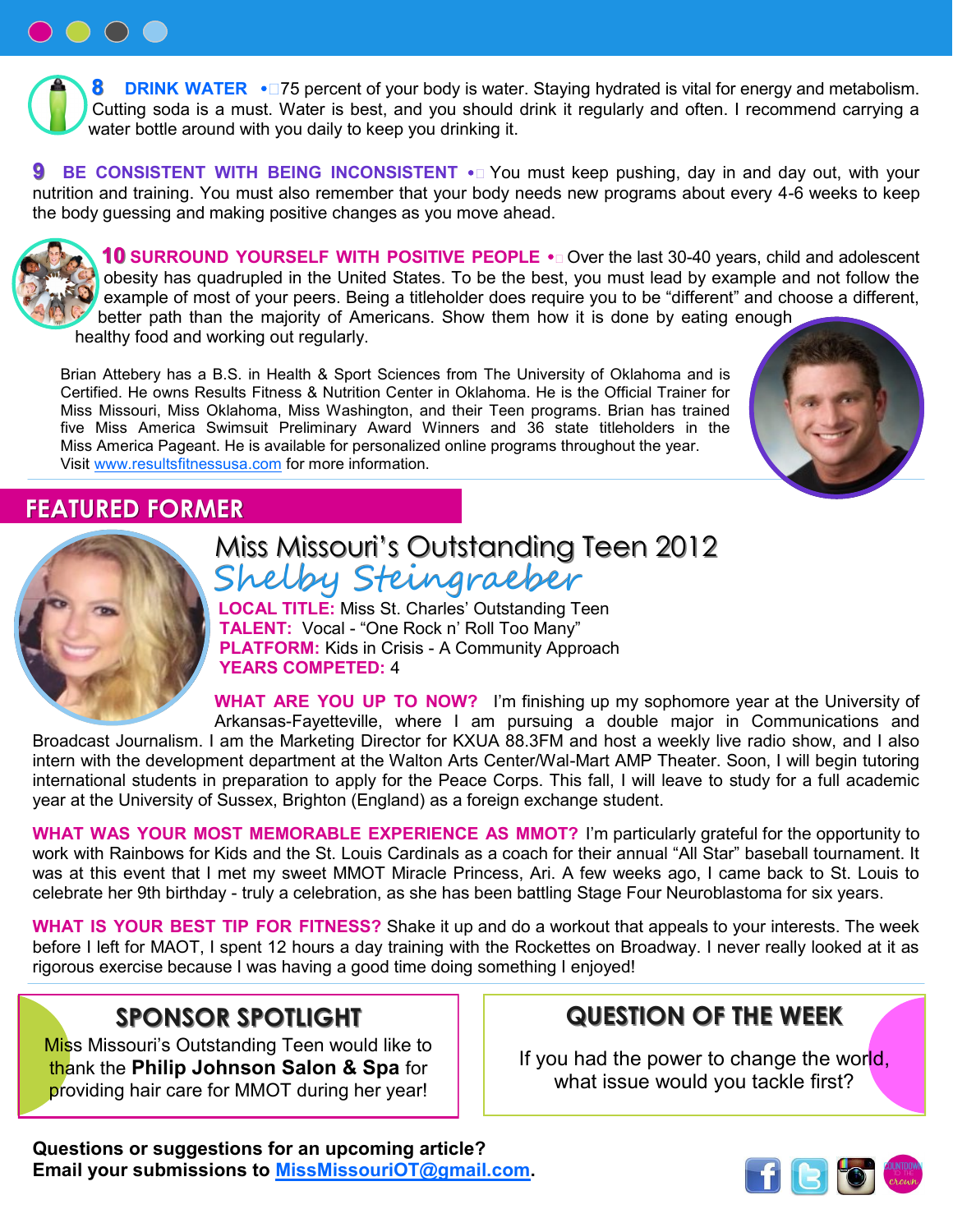**8 DRINK WATER** • 75 percent of your body is water. Staying hydrated is vital for energy and metabolism. Cutting soda is a must. Water is best, and you should drink it regularly and often. I recommend carrying a water bottle around with you daily to keep you drinking it.

**9 BE CONSISTENT WITH BEING INCONSISTENT** • You must keep pushing, day in and day out, with your nutrition and training. You must also remember that your body needs new programs about every 4-6 weeks to keep the body guessing and making positive changes as you move ahead.

**10 SURROUND YOURSELF WITH POSITIVE PEOPLE** • Over the last 30-40 years, child and adolescent obesity has quadrupled in the United States. To be the best, you must lead by example and not follow the example of most of your peers. Being a titleholder does require you to be "different" and choose a different, better path than the majority of Americans. Show them how it is done by eating enough healthy food and working out regularly.

Brian Attebery has a B.S. in Health & Sport Sciences from The University of Oklahoma and is Certified. He owns Results Fitness & Nutrition Center in Oklahoma. He is the Official Trainer for Miss Missouri, Miss Oklahoma, Miss Washington, and their Teen programs. Brian has trained five Miss America Swimsuit Preliminary Award Winners and 36 state titleholders in the Miss America Pageant. He is available for personalized online programs throughout the year. Visit www.resultsfitnessusa.com for more information.

## FEATURED FORMER

### Miss Missouri's Outstanding Teen 2012

### *Shelby Steingraeber*

**LOCAL TITLE:** Miss St. Charles' Outstanding Teen
**TALENT:** Vocal - "One Rock n' Roll Too Many"
**PLATFORM:** Kids in Crisis - A Community Approach
**YEARS COMPETED:** 4

**WHAT ARE YOU UP TO NOW?** I'm finishing up my sophomore year at the University of Arkansas-Fayetteville, where I am pursuing a double major in Communications and Broadcast Journalism. I am the Marketing Director for KXUA 88.3FM and host a weekly live radio show, and I also intern with the development department at the Walton Arts Center/Wal-Mart AMP Theater. Soon, I will begin tutoring international students in preparation to apply for the Peace Corps. This fall, I will leave to study for a full academic year at the University of Sussex, Brighton (England) as a foreign exchange student.

**WHAT WAS YOUR MOST MEMORABLE EXPERIENCE AS MMOT?** I'm particularly grateful for the opportunity to work with Rainbows for Kids and the St. Louis Cardinals as a coach for their annual "All Star" baseball tournament. It was at this event that I met my sweet MMOT Miracle Princess, Ari. A few weeks ago, I came back to St. Louis to celebrate her 9th birthday - truly a celebration, as she has been battling Stage Four Neuroblastoma for six years.

**WHAT IS YOUR BEST TIP FOR FITNESS?** Shake it up and do a workout that appeals to your interests. The week before I left for MAOT, I spent 12 hours a day training with the Rockettes on Broadway. I never really looked at it as rigorous exercise because I was having a good time doing something I enjoyed!

## SPONSOR SPOTLIGHT

Miss Missouri's Outstanding Teen would like to thank the **Philip Johnson Salon & Spa** for providing hair care for MMOT during her year!

## QUESTION OF THE WEEK

If you had the power to change the world, what issue would you tackle first?

**Questions or suggestions for an upcoming article?**
**Email your submissions to MissMissouriOT@gmail.com.**